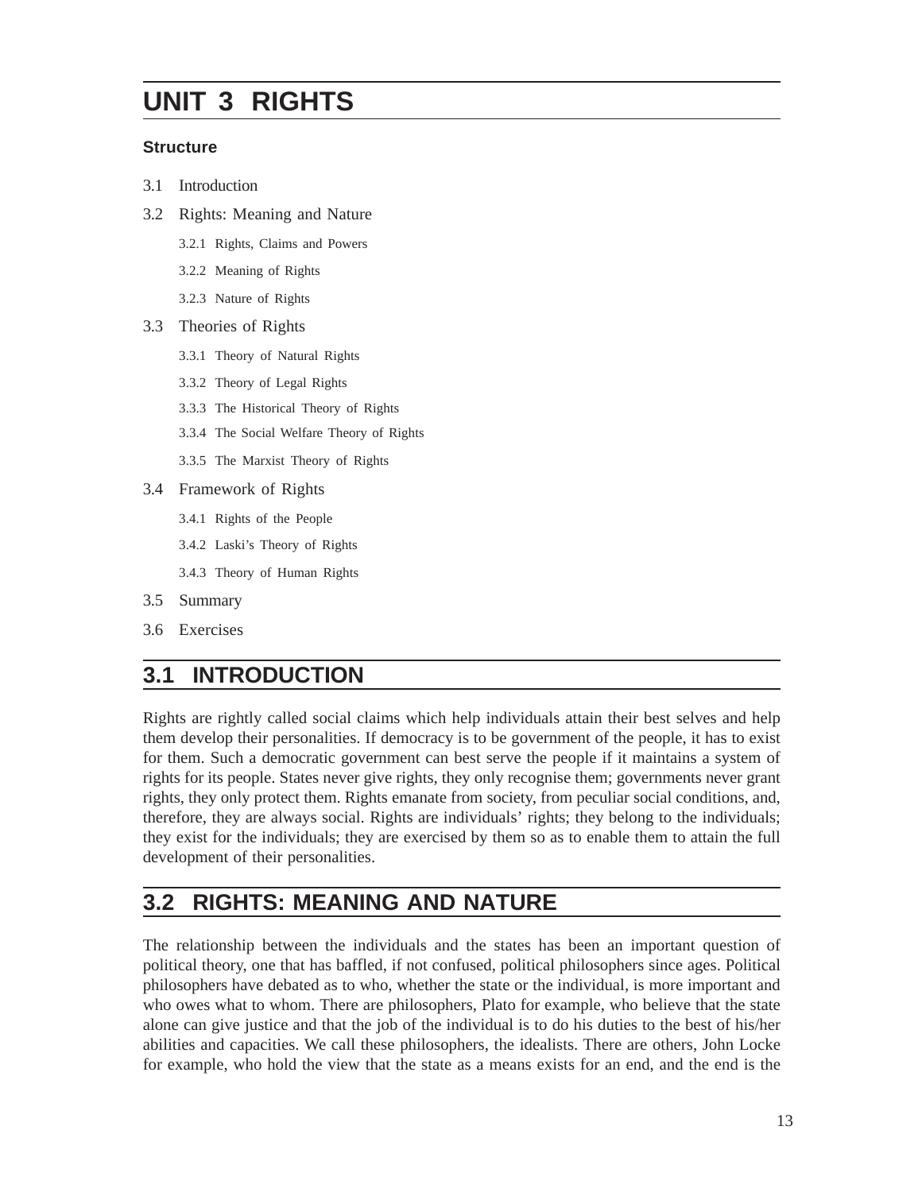# UNIT 3 RIGHTS

**Structure**

3.1 Introduction

3.2 Rights: Meaning and Nature

- 3.2.1 Rights, Claims and Powers
- 3.2.2 Meaning of Rights
- 3.2.3 Nature of Rights

3.3 Theories of Rights

- 3.3.1 Theory of Natural Rights
- 3.3.2 Theory of Legal Rights
- 3.3.3 The Historical Theory of Rights
- 3.3.4 The Social Welfare Theory of Rights
- 3.3.5 The Marxist Theory of Rights

3.4 Framework of Rights

- 3.4.1 Rights of the People
- 3.4.2 Laski's Theory of Rights
- 3.4.3 Theory of Human Rights

3.5 Summary

3.6 Exercises

## 3.1 INTRODUCTION

Rights are rightly called social claims which help individuals attain their best selves and help them develop their personalities. If democracy is to be government of the people, it has to exist for them. Such a democratic government can best serve the people if it maintains a system of rights for its people. States never give rights, they only recognise them; governments never grant rights, they only protect them. Rights emanate from society, from peculiar social conditions, and, therefore, they are always social. Rights are individuals' rights; they belong to the individuals; they exist for the individuals; they are exercised by them so as to enable them to attain the full development of their personalities.

## 3.2 RIGHTS: MEANING AND NATURE

The relationship between the individuals and the states has been an important question of political theory, one that has baffled, if not confused, political philosophers since ages. Political philosophers have debated as to who, whether the state or the individual, is more important and who owes what to whom. There are philosophers, Plato for example, who believe that the state alone can give justice and that the job of the individual is to do his duties to the best of his/her abilities and capacities. We call these philosophers, the idealists. There are others, John Locke for example, who hold the view that the state as a means exists for an end, and the end is the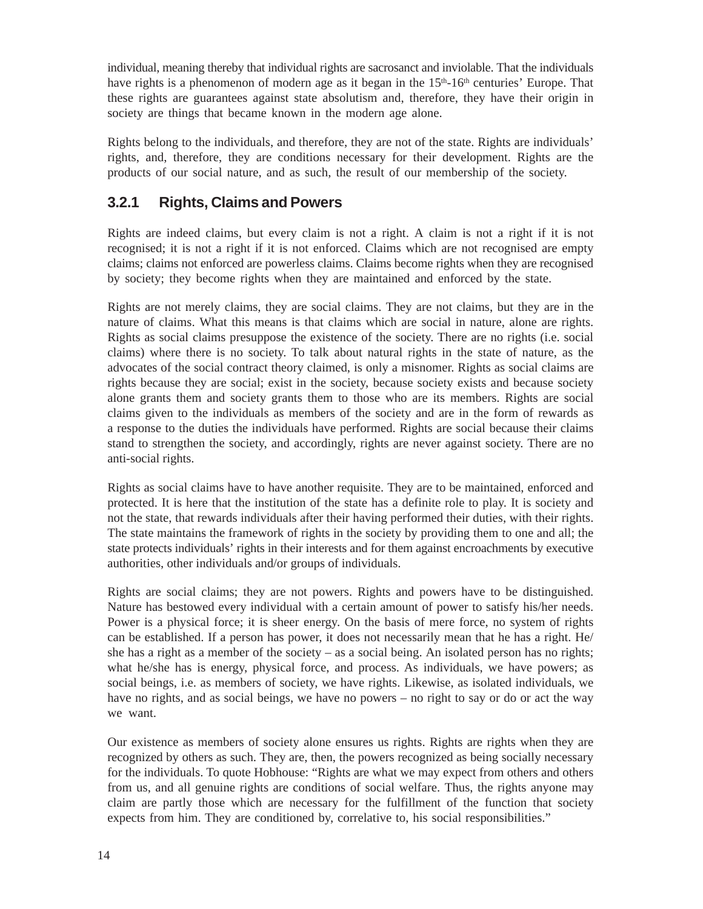individual, meaning thereby that individual rights are sacrosanct and inviolable. That the individuals have rights is a phenomenon of modern age as it began in the 15th-16th centuries' Europe. That these rights are guarantees against state absolutism and, therefore, they have their origin in society are things that became known in the modern age alone.

Rights belong to the individuals, and therefore, they are not of the state. Rights are individuals' rights, and, therefore, they are conditions necessary for their development. Rights are the products of our social nature, and as such, the result of our membership of the society.

### 3.2.1 Rights, Claims and Powers

Rights are indeed claims, but every claim is not a right. A claim is not a right if it is not recognised; it is not a right if it is not enforced. Claims which are not recognised are empty claims; claims not enforced are powerless claims. Claims become rights when they are recognised by society; they become rights when they are maintained and enforced by the state.

Rights are not merely claims, they are social claims. They are not claims, but they are in the nature of claims. What this means is that claims which are social in nature, alone are rights. Rights as social claims presuppose the existence of the society. There are no rights (i.e. social claims) where there is no society. To talk about natural rights in the state of nature, as the advocates of the social contract theory claimed, is only a misnomer. Rights as social claims are rights because they are social; exist in the society, because society exists and because society alone grants them and society grants them to those who are its members. Rights are social claims given to the individuals as members of the society and are in the form of rewards as a response to the duties the individuals have performed. Rights are social because their claims stand to strengthen the society, and accordingly, rights are never against society. There are no anti-social rights.

Rights as social claims have to have another requisite. They are to be maintained, enforced and protected. It is here that the institution of the state has a definite role to play. It is society and not the state, that rewards individuals after their having performed their duties, with their rights. The state maintains the framework of rights in the society by providing them to one and all; the state protects individuals' rights in their interests and for them against encroachments by executive authorities, other individuals and/or groups of individuals.

Rights are social claims; they are not powers. Rights and powers have to be distinguished. Nature has bestowed every individual with a certain amount of power to satisfy his/her needs. Power is a physical force; it is sheer energy. On the basis of mere force, no system of rights can be established. If a person has power, it does not necessarily mean that he has a right. He/she has a right as a member of the society – as a social being. An isolated person has no rights; what he/she has is energy, physical force, and process. As individuals, we have powers; as social beings, i.e. as members of society, we have rights. Likewise, as isolated individuals, we have no rights, and as social beings, we have no powers – no right to say or do or act the way we want.

Our existence as members of society alone ensures us rights. Rights are rights when they are recognized by others as such. They are, then, the powers recognized as being socially necessary for the individuals. To quote Hobhouse: "Rights are what we may expect from others and others from us, and all genuine rights are conditions of social welfare. Thus, the rights anyone may claim are partly those which are necessary for the fulfillment of the function that society expects from him. They are conditioned by, correlative to, his social responsibilities."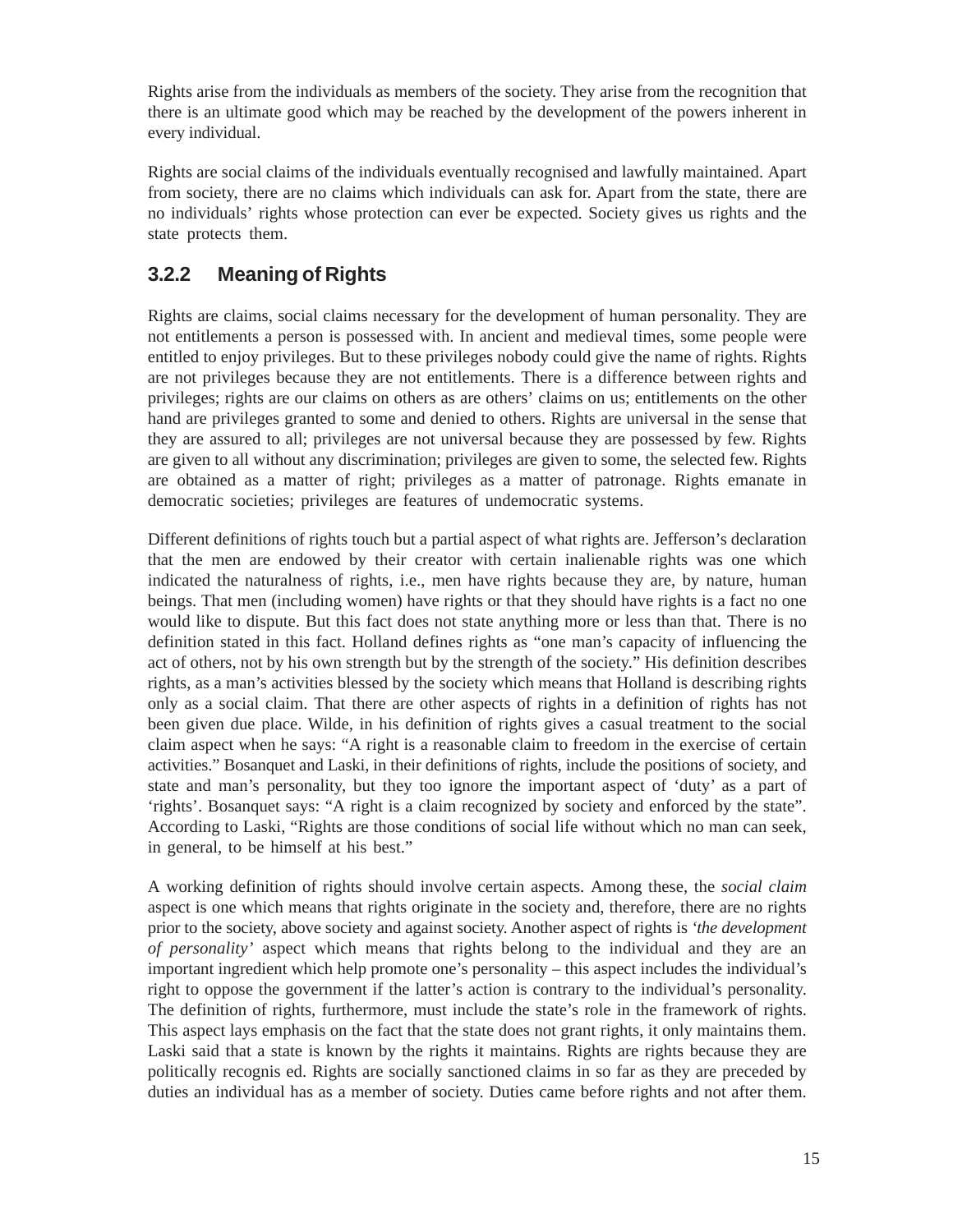Rights arise from the individuals as members of the society. They arise from the recognition that there is an ultimate good which may be reached by the development of the powers inherent in every individual.

Rights are social claims of the individuals eventually recognised and lawfully maintained. Apart from society, there are no claims which individuals can ask for. Apart from the state, there are no individuals' rights whose protection can ever be expected. Society gives us rights and the state protects them.

### 3.2.2 Meaning of Rights

Rights are claims, social claims necessary for the development of human personality. They are not entitlements a person is possessed with. In ancient and medieval times, some people were entitled to enjoy privileges. But to these privileges nobody could give the name of rights. Rights are not privileges because they are not entitlements. There is a difference between rights and privileges; rights are our claims on others as are others' claims on us; entitlements on the other hand are privileges granted to some and denied to others. Rights are universal in the sense that they are assured to all; privileges are not universal because they are possessed by few. Rights are given to all without any discrimination; privileges are given to some, the selected few. Rights are obtained as a matter of right; privileges as a matter of patronage. Rights emanate in democratic societies; privileges are features of undemocratic systems.

Different definitions of rights touch but a partial aspect of what rights are. Jefferson's declaration that the men are endowed by their creator with certain inalienable rights was one which indicated the naturalness of rights, i.e., men have rights because they are, by nature, human beings. That men (including women) have rights or that they should have rights is a fact no one would like to dispute. But this fact does not state anything more or less than that. There is no definition stated in this fact. Holland defines rights as "one man's capacity of influencing the act of others, not by his own strength but by the strength of the society." His definition describes rights, as a man's activities blessed by the society which means that Holland is describing rights only as a social claim. That there are other aspects of rights in a definition of rights has not been given due place. Wilde, in his definition of rights gives a casual treatment to the social claim aspect when he says: "A right is a reasonable claim to freedom in the exercise of certain activities." Bosanquet and Laski, in their definitions of rights, include the positions of society, and state and man's personality, but they too ignore the important aspect of 'duty' as a part of 'rights'. Bosanquet says: "A right is a claim recognized by society and enforced by the state". According to Laski, "Rights are those conditions of social life without which no man can seek, in general, to be himself at his best."

A working definition of rights should involve certain aspects. Among these, the *social claim* aspect is one which means that rights originate in the society and, therefore, there are no rights prior to the society, above society and against society. Another aspect of rights is *'the development of personality'* aspect which means that rights belong to the individual and they are an important ingredient which help promote one's personality – this aspect includes the individual's right to oppose the government if the latter's action is contrary to the individual's personality. The definition of rights, furthermore, must include the state's role in the framework of rights. This aspect lays emphasis on the fact that the state does not grant rights, it only maintains them. Laski said that a state is known by the rights it maintains. Rights are rights because they are politically recognis ed. Rights are socially sanctioned claims in so far as they are preceded by duties an individual has as a member of society. Duties came before rights and not after them.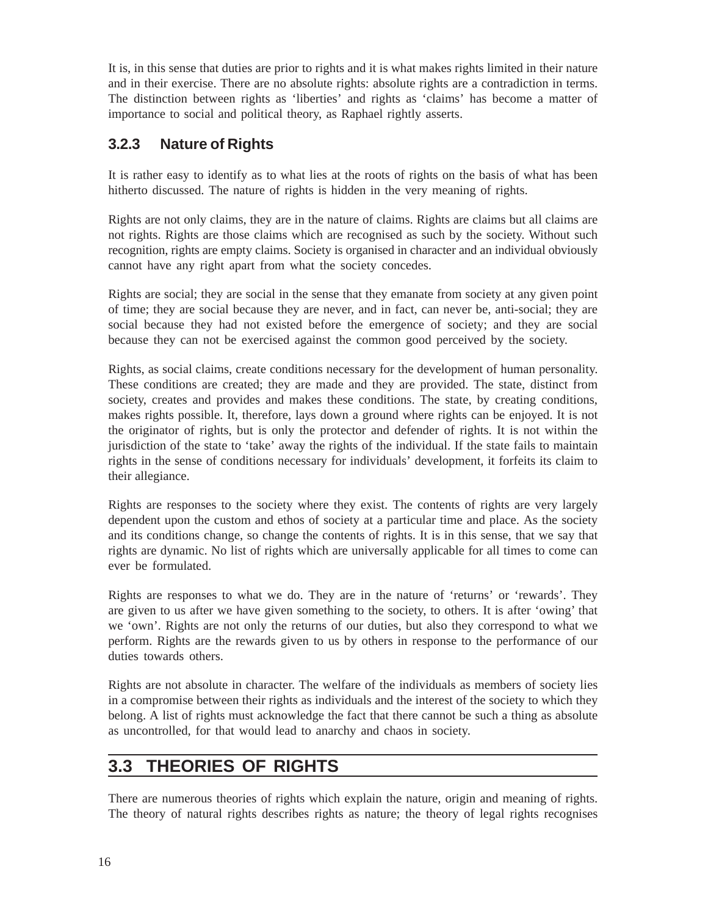It is, in this sense that duties are prior to rights and it is what makes rights limited in their nature and in their exercise. There are no absolute rights: absolute rights are a contradiction in terms. The distinction between rights as 'liberties' and rights as 'claims' has become a matter of importance to social and political theory, as Raphael rightly asserts.

### 3.2.3 Nature of Rights

It is rather easy to identify as to what lies at the roots of rights on the basis of what has been hitherto discussed. The nature of rights is hidden in the very meaning of rights.

Rights are not only claims, they are in the nature of claims. Rights are claims but all claims are not rights. Rights are those claims which are recognised as such by the society. Without such recognition, rights are empty claims. Society is organised in character and an individual obviously cannot have any right apart from what the society concedes.

Rights are social; they are social in the sense that they emanate from society at any given point of time; they are social because they are never, and in fact, can never be, anti-social; they are social because they had not existed before the emergence of society; and they are social because they can not be exercised against the common good perceived by the society.

Rights, as social claims, create conditions necessary for the development of human personality. These conditions are created; they are made and they are provided. The state, distinct from society, creates and provides and makes these conditions. The state, by creating conditions, makes rights possible. It, therefore, lays down a ground where rights can be enjoyed. It is not the originator of rights, but is only the protector and defender of rights. It is not within the jurisdiction of the state to 'take' away the rights of the individual. If the state fails to maintain rights in the sense of conditions necessary for individuals' development, it forfeits its claim to their allegiance.

Rights are responses to the society where they exist. The contents of rights are very largely dependent upon the custom and ethos of society at a particular time and place. As the society and its conditions change, so change the contents of rights. It is in this sense, that we say that rights are dynamic. No list of rights which are universally applicable for all times to come can ever be formulated.

Rights are responses to what we do. They are in the nature of 'returns' or 'rewards'. They are given to us after we have given something to the society, to others. It is after 'owing' that we 'own'. Rights are not only the returns of our duties, but also they correspond to what we perform. Rights are the rewards given to us by others in response to the performance of our duties towards others.

Rights are not absolute in character. The welfare of the individuals as members of society lies in a compromise between their rights as individuals and the interest of the society to which they belong. A list of rights must acknowledge the fact that there cannot be such a thing as absolute as uncontrolled, for that would lead to anarchy and chaos in society.

## 3.3 THEORIES OF RIGHTS

There are numerous theories of rights which explain the nature, origin and meaning of rights. The theory of natural rights describes rights as nature; the theory of legal rights recognises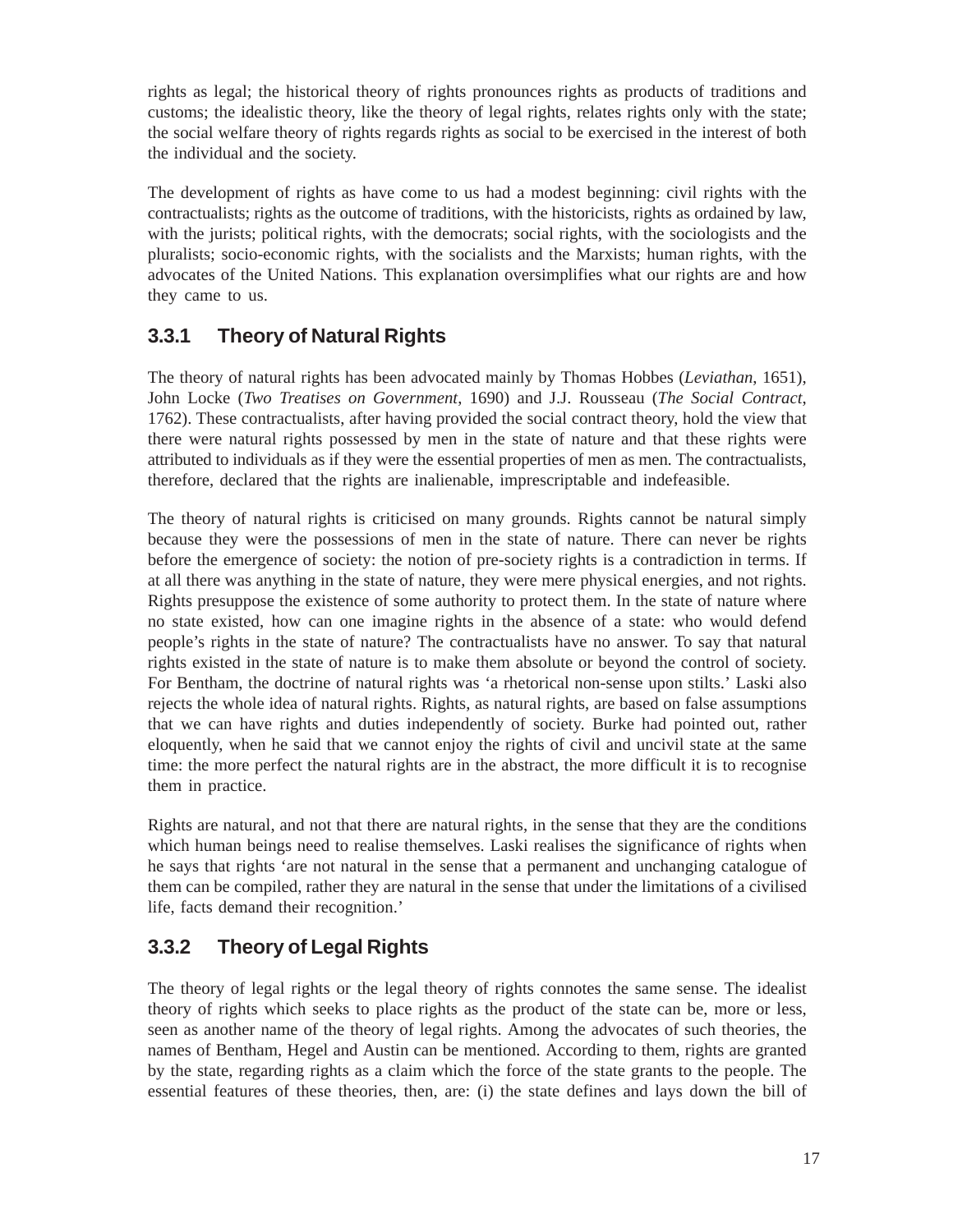rights as legal; the historical theory of rights pronounces rights as products of traditions and customs; the idealistic theory, like the theory of legal rights, relates rights only with the state; the social welfare theory of rights regards rights as social to be exercised in the interest of both the individual and the society.

The development of rights as have come to us had a modest beginning: civil rights with the contractualists; rights as the outcome of traditions, with the historicists, rights as ordained by law, with the jurists; political rights, with the democrats; social rights, with the sociologists and the pluralists; socio-economic rights, with the socialists and the Marxists; human rights, with the advocates of the United Nations. This explanation oversimplifies what our rights are and how they came to us.

### 3.3.1 Theory of Natural Rights

The theory of natural rights has been advocated mainly by Thomas Hobbes (*Leviathan*, 1651), John Locke (*Two Treatises on Government*, 1690) and J.J. Rousseau (*The Social Contract*, 1762). These contractualists, after having provided the social contract theory, hold the view that there were natural rights possessed by men in the state of nature and that these rights were attributed to individuals as if they were the essential properties of men as men. The contractualists, therefore, declared that the rights are inalienable, imprescriptable and indefeasible.

The theory of natural rights is criticised on many grounds. Rights cannot be natural simply because they were the possessions of men in the state of nature. There can never be rights before the emergence of society: the notion of pre-society rights is a contradiction in terms. If at all there was anything in the state of nature, they were mere physical energies, and not rights. Rights presuppose the existence of some authority to protect them. In the state of nature where no state existed, how can one imagine rights in the absence of a state: who would defend people's rights in the state of nature? The contractualists have no answer. To say that natural rights existed in the state of nature is to make them absolute or beyond the control of society. For Bentham, the doctrine of natural rights was 'a rhetorical non-sense upon stilts.' Laski also rejects the whole idea of natural rights. Rights, as natural rights, are based on false assumptions that we can have rights and duties independently of society. Burke had pointed out, rather eloquently, when he said that we cannot enjoy the rights of civil and uncivil state at the same time: the more perfect the natural rights are in the abstract, the more difficult it is to recognise them in practice.

Rights are natural, and not that there are natural rights, in the sense that they are the conditions which human beings need to realise themselves. Laski realises the significance of rights when he says that rights 'are not natural in the sense that a permanent and unchanging catalogue of them can be compiled, rather they are natural in the sense that under the limitations of a civilised life, facts demand their recognition.'

### 3.3.2 Theory of Legal Rights

The theory of legal rights or the legal theory of rights connotes the same sense. The idealist theory of rights which seeks to place rights as the product of the state can be, more or less, seen as another name of the theory of legal rights. Among the advocates of such theories, the names of Bentham, Hegel and Austin can be mentioned. According to them, rights are granted by the state, regarding rights as a claim which the force of the state grants to the people. The essential features of these theories, then, are: (i) the state defines and lays down the bill of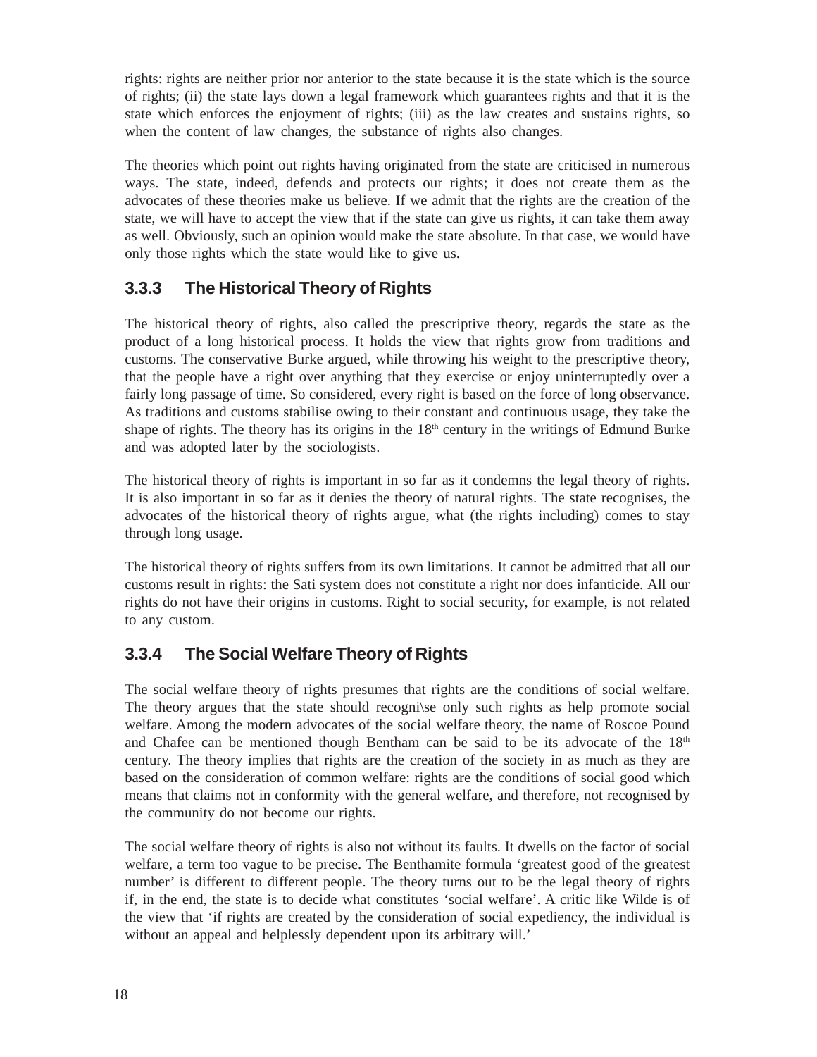rights: rights are neither prior nor anterior to the state because it is the state which is the source of rights; (ii) the state lays down a legal framework which guarantees rights and that it is the state which enforces the enjoyment of rights; (iii) as the law creates and sustains rights, so when the content of law changes, the substance of rights also changes.

The theories which point out rights having originated from the state are criticised in numerous ways. The state, indeed, defends and protects our rights; it does not create them as the advocates of these theories make us believe. If we admit that the rights are the creation of the state, we will have to accept the view that if the state can give us rights, it can take them away as well. Obviously, such an opinion would make the state absolute. In that case, we would have only those rights which the state would like to give us.

### 3.3.3 The Historical Theory of Rights

The historical theory of rights, also called the prescriptive theory, regards the state as the product of a long historical process. It holds the view that rights grow from traditions and customs. The conservative Burke argued, while throwing his weight to the prescriptive theory, that the people have a right over anything that they exercise or enjoy uninterruptedly over a fairly long passage of time. So considered, every right is based on the force of long observance. As traditions and customs stabilise owing to their constant and continuous usage, they take the shape of rights. The theory has its origins in the 18th century in the writings of Edmund Burke and was adopted later by the sociologists.

The historical theory of rights is important in so far as it condemns the legal theory of rights. It is also important in so far as it denies the theory of natural rights. The state recognises, the advocates of the historical theory of rights argue, what (the rights including) comes to stay through long usage.

The historical theory of rights suffers from its own limitations. It cannot be admitted that all our customs result in rights: the Sati system does not constitute a right nor does infanticide. All our rights do not have their origins in customs. Right to social security, for example, is not related to any custom.

### 3.3.4 The Social Welfare Theory of Rights

The social welfare theory of rights presumes that rights are the conditions of social welfare. The theory argues that the state should recogni\se only such rights as help promote social welfare. Among the modern advocates of the social welfare theory, the name of Roscoe Pound and Chafee can be mentioned though Bentham can be said to be its advocate of the 18th century. The theory implies that rights are the creation of the society in as much as they are based on the consideration of common welfare: rights are the conditions of social good which means that claims not in conformity with the general welfare, and therefore, not recognised by the community do not become our rights.

The social welfare theory of rights is also not without its faults. It dwells on the factor of social welfare, a term too vague to be precise. The Benthamite formula 'greatest good of the greatest number' is different to different people. The theory turns out to be the legal theory of rights if, in the end, the state is to decide what constitutes 'social welfare'. A critic like Wilde is of the view that 'if rights are created by the consideration of social expediency, the individual is without an appeal and helplessly dependent upon its arbitrary will.'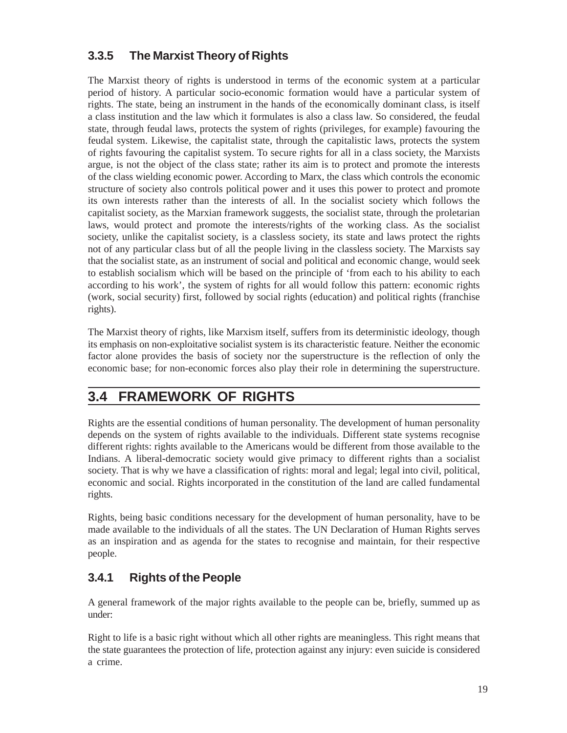### 3.3.5 The Marxist Theory of Rights

The Marxist theory of rights is understood in terms of the economic system at a particular period of history. A particular socio-economic formation would have a particular system of rights. The state, being an instrument in the hands of the economically dominant class, is itself a class institution and the law which it formulates is also a class law. So considered, the feudal state, through feudal laws, protects the system of rights (privileges, for example) favouring the feudal system. Likewise, the capitalist state, through the capitalistic laws, protects the system of rights favouring the capitalist system. To secure rights for all in a class society, the Marxists argue, is not the object of the class state; rather its aim is to protect and promote the interests of the class wielding economic power. According to Marx, the class which controls the economic structure of society also controls political power and it uses this power to protect and promote its own interests rather than the interests of all. In the socialist society which follows the capitalist society, as the Marxian framework suggests, the socialist state, through the proletarian laws, would protect and promote the interests/rights of the working class. As the socialist society, unlike the capitalist society, is a classless society, its state and laws protect the rights not of any particular class but of all the people living in the classless society. The Marxists say that the socialist state, as an instrument of social and political and economic change, would seek to establish socialism which will be based on the principle of 'from each to his ability to each according to his work', the system of rights for all would follow this pattern: economic rights (work, social security) first, followed by social rights (education) and political rights (franchise rights).

The Marxist theory of rights, like Marxism itself, suffers from its deterministic ideology, though its emphasis on non-exploitative socialist system is its characteristic feature. Neither the economic factor alone provides the basis of society nor the superstructure is the reflection of only the economic base; for non-economic forces also play their role in determining the superstructure.

## 3.4 FRAMEWORK OF RIGHTS

Rights are the essential conditions of human personality. The development of human personality depends on the system of rights available to the individuals. Different state systems recognise different rights: rights available to the Americans would be different from those available to the Indians. A liberal-democratic society would give primacy to different rights than a socialist society. That is why we have a classification of rights: moral and legal; legal into civil, political, economic and social. Rights incorporated in the constitution of the land are called fundamental rights.

Rights, being basic conditions necessary for the development of human personality, have to be made available to the individuals of all the states. The UN Declaration of Human Rights serves as an inspiration and as agenda for the states to recognise and maintain, for their respective people.

### 3.4.1 Rights of the People

A general framework of the major rights available to the people can be, briefly, summed up as under:

Right to life is a basic right without which all other rights are meaningless. This right means that the state guarantees the protection of life, protection against any injury: even suicide is considered a crime.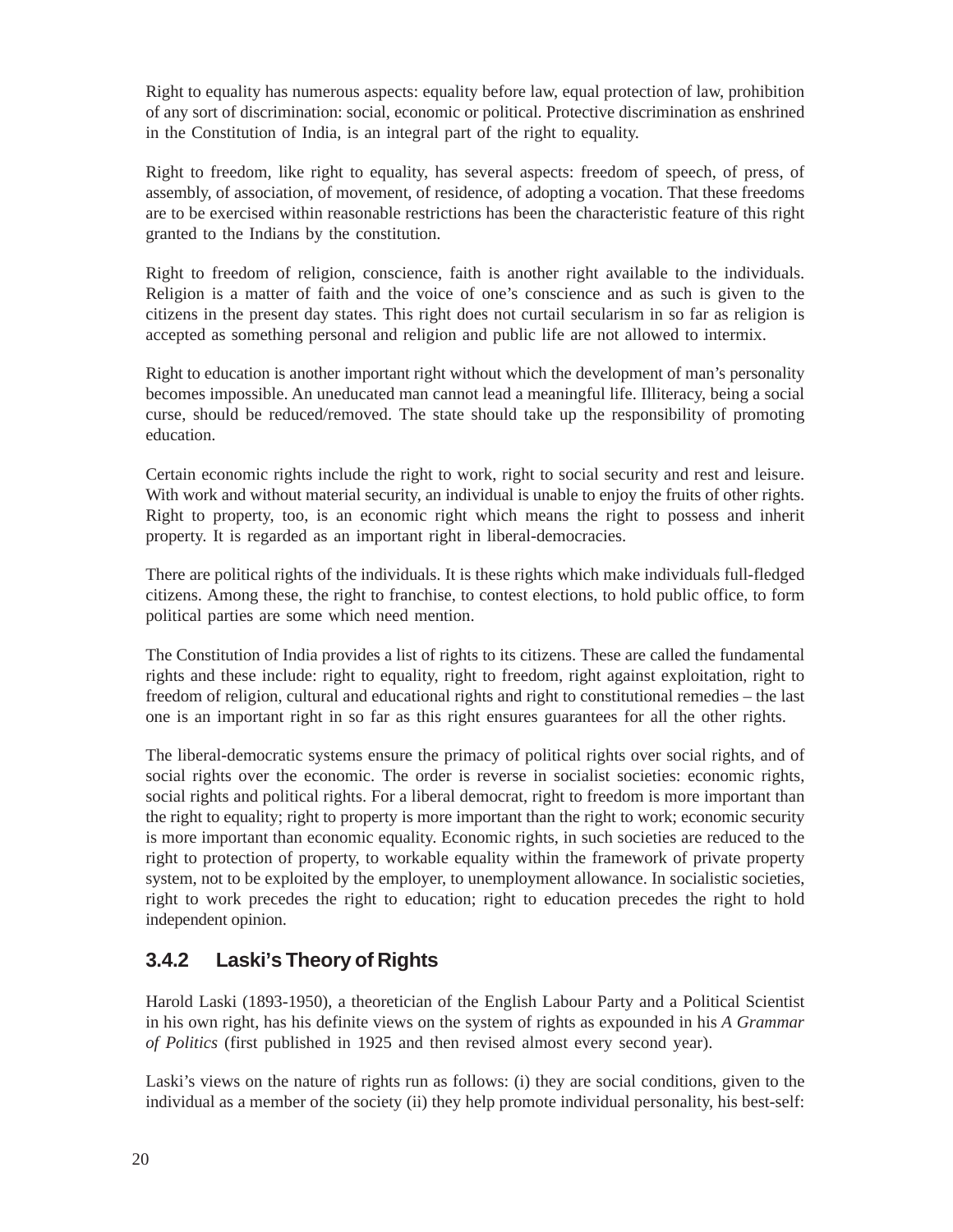Right to equality has numerous aspects: equality before law, equal protection of law, prohibition of any sort of discrimination: social, economic or political. Protective discrimination as enshrined in the Constitution of India, is an integral part of the right to equality.

Right to freedom, like right to equality, has several aspects: freedom of speech, of press, of assembly, of association, of movement, of residence, of adopting a vocation. That these freedoms are to be exercised within reasonable restrictions has been the characteristic feature of this right granted to the Indians by the constitution.

Right to freedom of religion, conscience, faith is another right available to the individuals. Religion is a matter of faith and the voice of one's conscience and as such is given to the citizens in the present day states. This right does not curtail secularism in so far as religion is accepted as something personal and religion and public life are not allowed to intermix.

Right to education is another important right without which the development of man's personality becomes impossible. An uneducated man cannot lead a meaningful life. Illiteracy, being a social curse, should be reduced/removed. The state should take up the responsibility of promoting education.

Certain economic rights include the right to work, right to social security and rest and leisure. With work and without material security, an individual is unable to enjoy the fruits of other rights. Right to property, too, is an economic right which means the right to possess and inherit property. It is regarded as an important right in liberal-democracies.

There are political rights of the individuals. It is these rights which make individuals full-fledged citizens. Among these, the right to franchise, to contest elections, to hold public office, to form political parties are some which need mention.

The Constitution of India provides a list of rights to its citizens. These are called the fundamental rights and these include: right to equality, right to freedom, right against exploitation, right to freedom of religion, cultural and educational rights and right to constitutional remedies – the last one is an important right in so far as this right ensures guarantees for all the other rights.

The liberal-democratic systems ensure the primacy of political rights over social rights, and of social rights over the economic. The order is reverse in socialist societies: economic rights, social rights and political rights. For a liberal democrat, right to freedom is more important than the right to equality; right to property is more important than the right to work; economic security is more important than economic equality. Economic rights, in such societies are reduced to the right to protection of property, to workable equality within the framework of private property system, not to be exploited by the employer, to unemployment allowance. In socialistic societies, right to work precedes the right to education; right to education precedes the right to hold independent opinion.

### 3.4.2 Laski's Theory of Rights

Harold Laski (1893-1950), a theoretician of the English Labour Party and a Political Scientist in his own right, has his definite views on the system of rights as expounded in his *A Grammar of Politics* (first published in 1925 and then revised almost every second year).

Laski's views on the nature of rights run as follows: (i) they are social conditions, given to the individual as a member of the society (ii) they help promote individual personality, his best-self: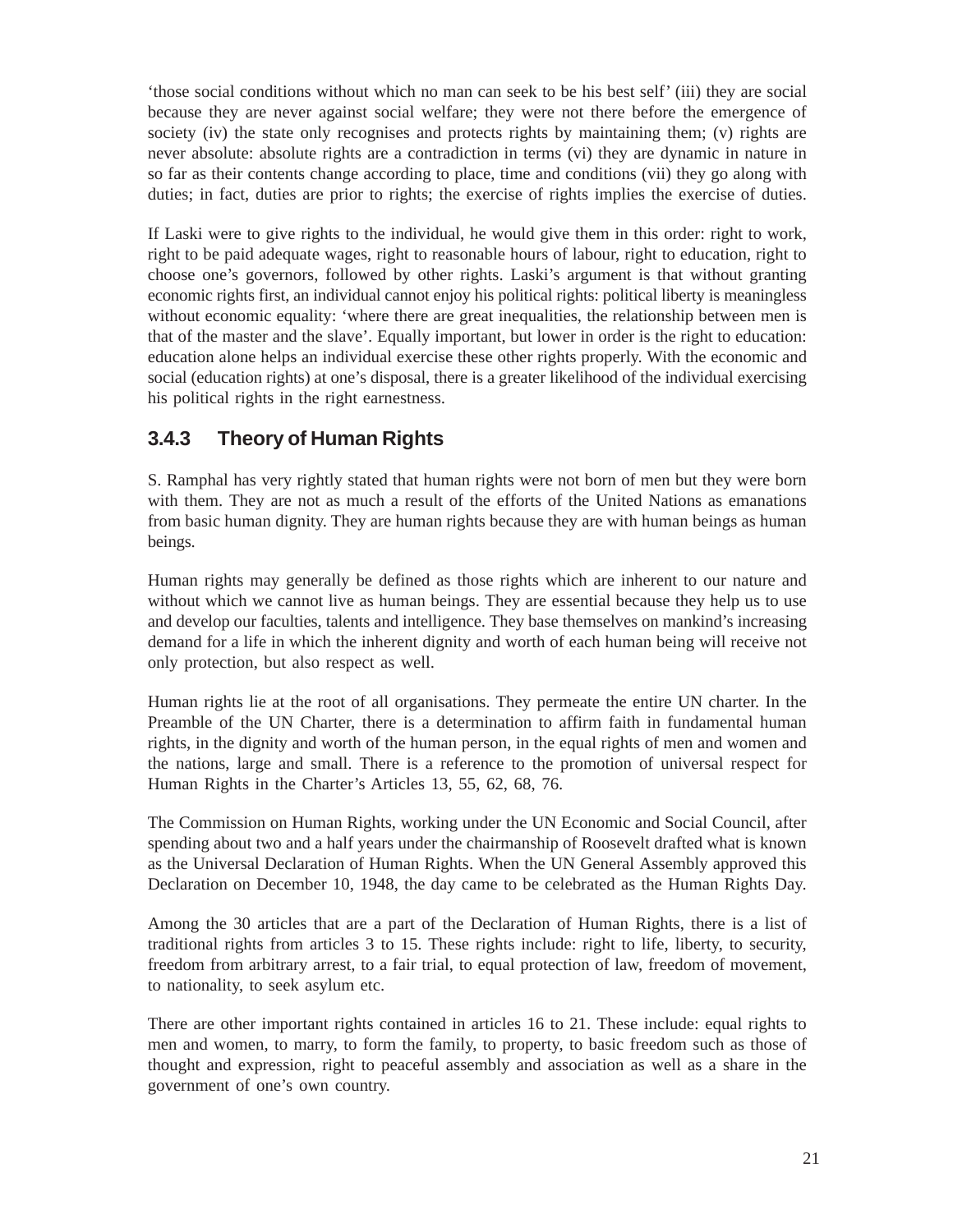'those social conditions without which no man can seek to be his best self' (iii) they are social because they are never against social welfare; they were not there before the emergence of society (iv) the state only recognises and protects rights by maintaining them; (v) rights are never absolute: absolute rights are a contradiction in terms (vi) they are dynamic in nature in so far as their contents change according to place, time and conditions (vii) they go along with duties; in fact, duties are prior to rights; the exercise of rights implies the exercise of duties.

If Laski were to give rights to the individual, he would give them in this order: right to work, right to be paid adequate wages, right to reasonable hours of labour, right to education, right to choose one's governors, followed by other rights. Laski's argument is that without granting economic rights first, an individual cannot enjoy his political rights: political liberty is meaningless without economic equality: 'where there are great inequalities, the relationship between men is that of the master and the slave'. Equally important, but lower in order is the right to education: education alone helps an individual exercise these other rights properly. With the economic and social (education rights) at one's disposal, there is a greater likelihood of the individual exercising his political rights in the right earnestness.

### 3.4.3 Theory of Human Rights

S. Ramphal has very rightly stated that human rights were not born of men but they were born with them. They are not as much a result of the efforts of the United Nations as emanations from basic human dignity. They are human rights because they are with human beings as human beings.

Human rights may generally be defined as those rights which are inherent to our nature and without which we cannot live as human beings. They are essential because they help us to use and develop our faculties, talents and intelligence. They base themselves on mankind's increasing demand for a life in which the inherent dignity and worth of each human being will receive not only protection, but also respect as well.

Human rights lie at the root of all organisations. They permeate the entire UN charter. In the Preamble of the UN Charter, there is a determination to affirm faith in fundamental human rights, in the dignity and worth of the human person, in the equal rights of men and women and the nations, large and small. There is a reference to the promotion of universal respect for Human Rights in the Charter's Articles 13, 55, 62, 68, 76.

The Commission on Human Rights, working under the UN Economic and Social Council, after spending about two and a half years under the chairmanship of Roosevelt drafted what is known as the Universal Declaration of Human Rights. When the UN General Assembly approved this Declaration on December 10, 1948, the day came to be celebrated as the Human Rights Day.

Among the 30 articles that are a part of the Declaration of Human Rights, there is a list of traditional rights from articles 3 to 15. These rights include: right to life, liberty, to security, freedom from arbitrary arrest, to a fair trial, to equal protection of law, freedom of movement, to nationality, to seek asylum etc.

There are other important rights contained in articles 16 to 21. These include: equal rights to men and women, to marry, to form the family, to property, to basic freedom such as those of thought and expression, right to peaceful assembly and association as well as a share in the government of one's own country.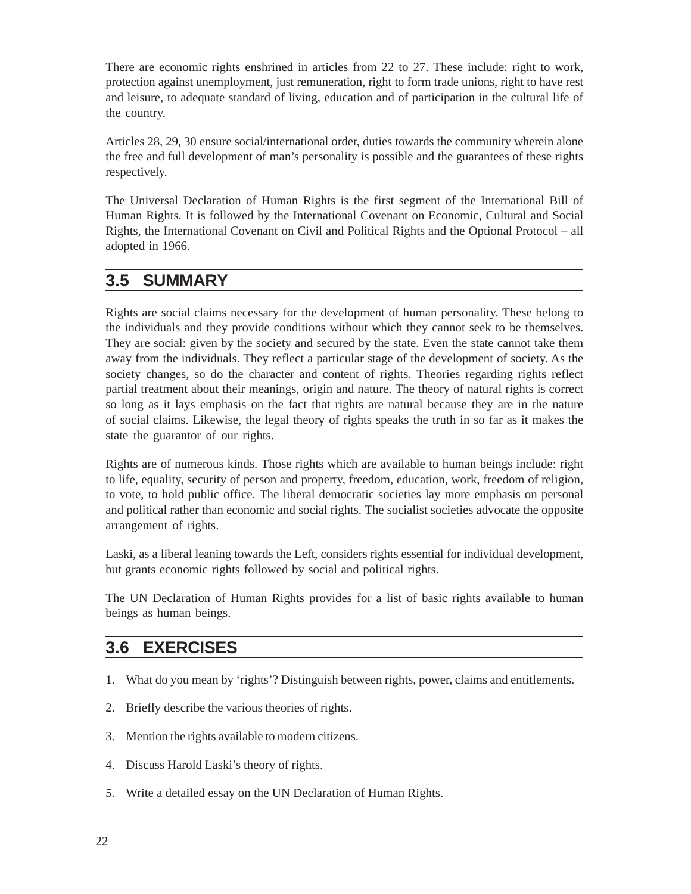There are economic rights enshrined in articles from 22 to 27. These include: right to work, protection against unemployment, just remuneration, right to form trade unions, right to have rest and leisure, to adequate standard of living, education and of participation in the cultural life of the country.

Articles 28, 29, 30 ensure social/international order, duties towards the community wherein alone the free and full development of man's personality is possible and the guarantees of these rights respectively.

The Universal Declaration of Human Rights is the first segment of the International Bill of Human Rights. It is followed by the International Covenant on Economic, Cultural and Social Rights, the International Covenant on Civil and Political Rights and the Optional Protocol – all adopted in 1966.

## 3.5 SUMMARY

Rights are social claims necessary for the development of human personality. These belong to the individuals and they provide conditions without which they cannot seek to be themselves. They are social: given by the society and secured by the state. Even the state cannot take them away from the individuals. They reflect a particular stage of the development of society. As the society changes, so do the character and content of rights. Theories regarding rights reflect partial treatment about their meanings, origin and nature. The theory of natural rights is correct so long as it lays emphasis on the fact that rights are natural because they are in the nature of social claims. Likewise, the legal theory of rights speaks the truth in so far as it makes the state the guarantor of our rights.

Rights are of numerous kinds. Those rights which are available to human beings include: right to life, equality, security of person and property, freedom, education, work, freedom of religion, to vote, to hold public office. The liberal democratic societies lay more emphasis on personal and political rather than economic and social rights. The socialist societies advocate the opposite arrangement of rights.

Laski, as a liberal leaning towards the Left, considers rights essential for individual development, but grants economic rights followed by social and political rights.

The UN Declaration of Human Rights provides for a list of basic rights available to human beings as human beings.

## 3.6 EXERCISES

1. What do you mean by 'rights'? Distinguish between rights, power, claims and entitlements.
2. Briefly describe the various theories of rights.
3. Mention the rights available to modern citizens.
4. Discuss Harold Laski's theory of rights.
5. Write a detailed essay on the UN Declaration of Human Rights.